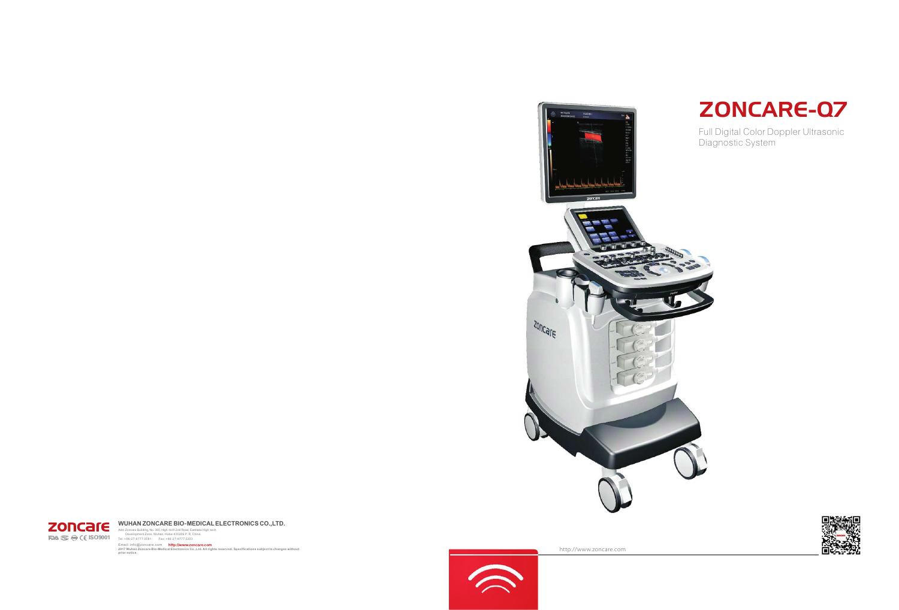# ZONCARE-Q7

Full Digital Color Doppler Ultrasonic Diagnostic System

http://www.zoncare.com

zoncare

FDA CE ISO9001

**WUHAN ZONCARE BIO-MEDICAL ELECTRONICS CO.,LTD.**

Add: Zoncare Building, No. 380, High-tech 2nd Road, Eastlake High-tech Development Zone, Wuhan, Hubei 430206 P. R. China.

Tel: +86-27-6777 0081 Fax: +86-27-6777 0203

Email: info@zoncare.com **http://www.zoncare.com**

**2017 Wuhan Zoncare Bio-Medical Electronics Co.,Ltd. All rights reserved. Specifications subject to changes without prior notice.**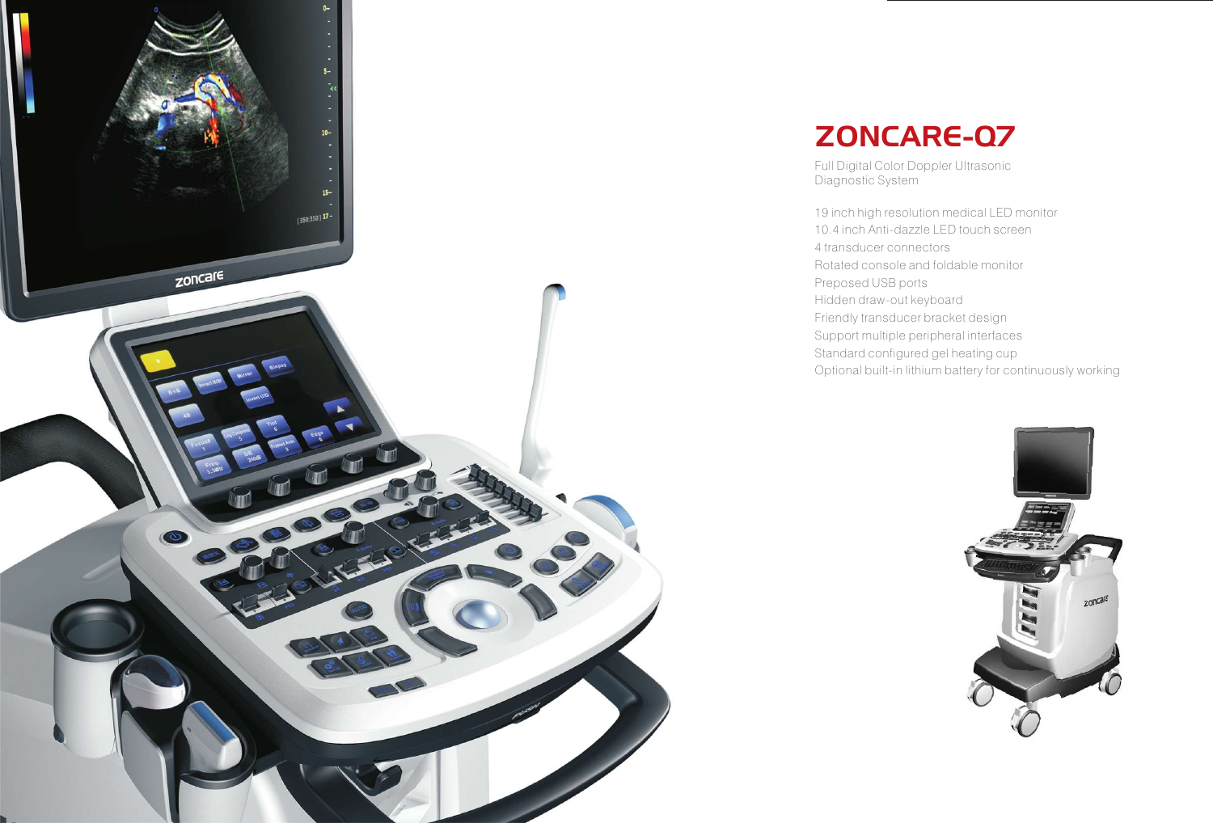# ZONCARE-Q7

Full Digital Color Doppler Ultrasonic Diagnostic System

- 19 inch high resolution medical LED monitor
- 10.4 inch Anti-dazzle LED touch screen
- 4 transducer connectors
- Rotated console and foldable monitor
- Preposed USB ports
- Hidden draw-out keyboard
- Friendly transducer bracket design
- Support multiple peripheral interfaces
- Standard configured gel heating cup
- Optional built-in lithium battery for continuously working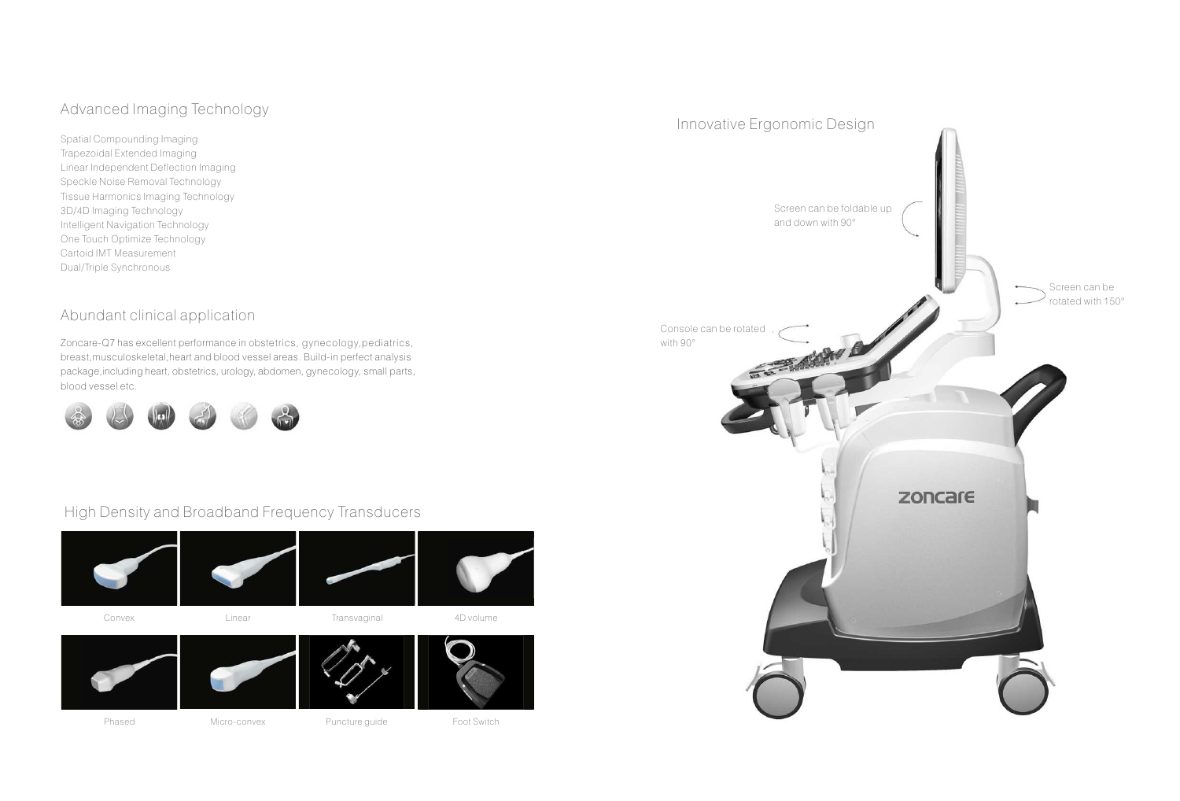## Advanced Imaging Technology

Spatial Compounding Imaging
Trapezoidal Extended Imaging
Linear Independent Deflection Imaging
Speckle Noise Removal Technology
Tissue Harmonics Imaging Technology
3D/4D Imaging Technology
Intelligent Navigation Technology
One Touch Optimize Technology
Cartoid IMT Measurement
Dual/Triple Synchronous

## Abundant clinical application

Zoncare-Q7 has excellent performance in obstetrics, gynecology,pediatrics, breast,musculoskeletal,heart and blood vessel areas. Build-in perfect analysis package,including heart, obstetrics, urology, abdomen, gynecology, small parts, blood vessel etc.

## High Density and Broadband Frequency Transducers

Convex

Linear

Transvaginal

4D volume

Phased

Micro-convex

Puncture guide

Foot Switch

## Innovative Ergonomic Design

Screen can be foldable up and down with 90°

Screen can be rotated with 150°

Console can be rotated with 90°

zoncare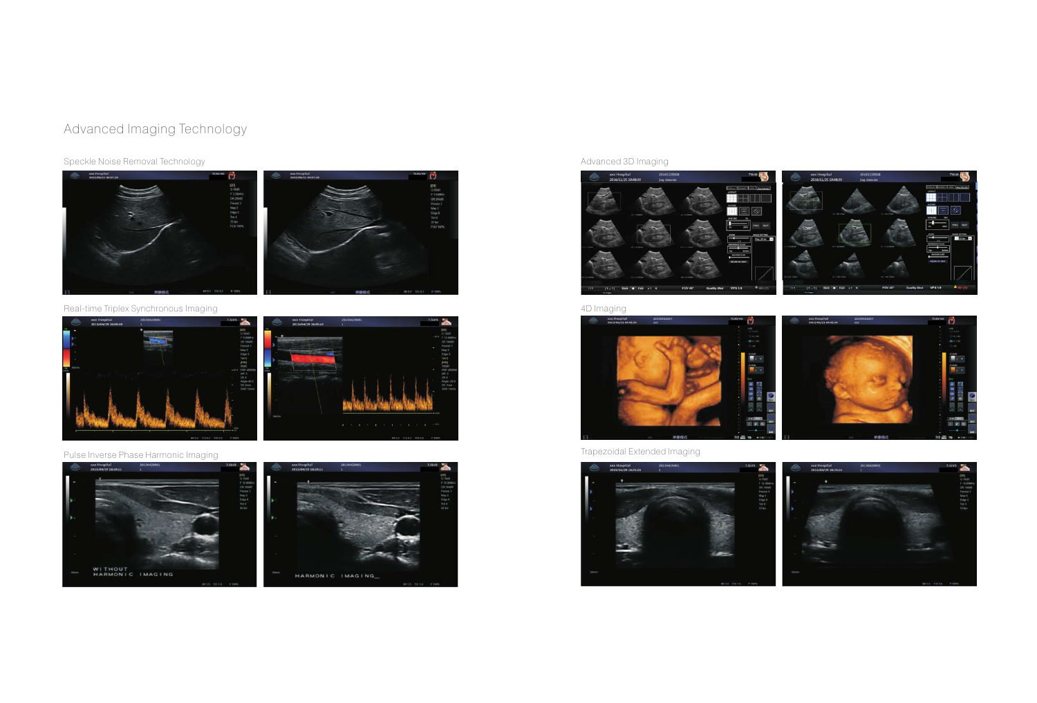# Advanced Imaging Technology

## Speckle Noise Removal Technology

## Real-time Triplex Synchronous Imaging

## Pulse Inverse Phase Harmonic Imaging

## Advanced 3D Imaging

## 4D Imaging

## Trapezoidal Extended Imaging